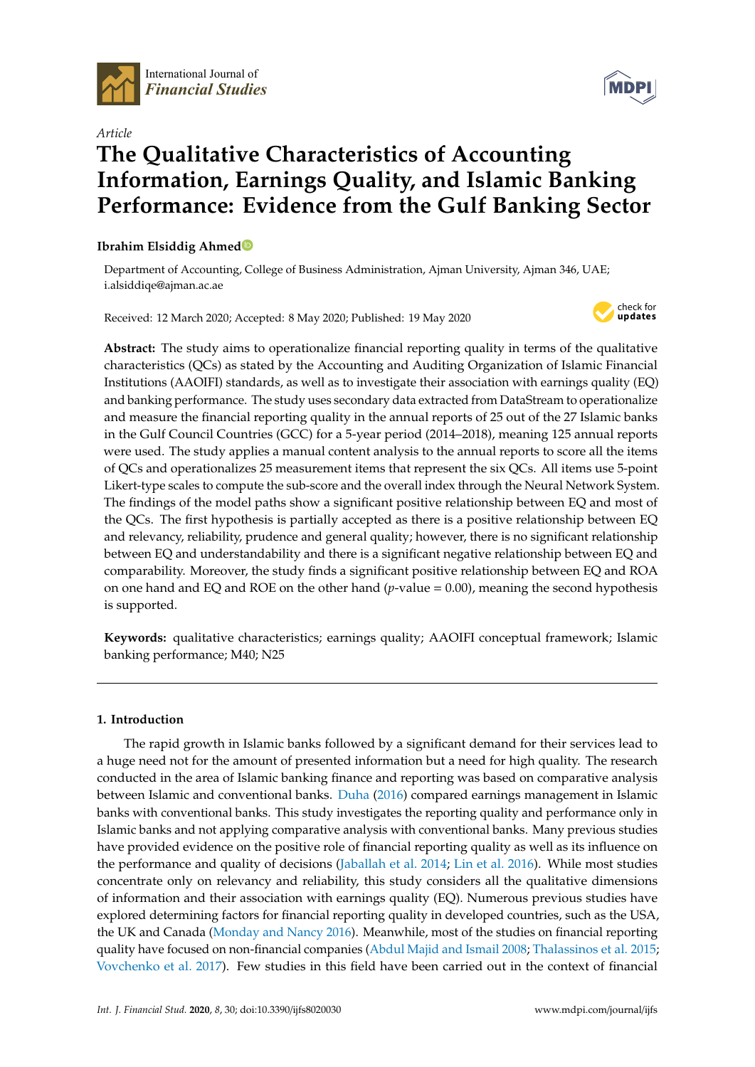*Article*

# The Qualitative Characteristics of Accounting Information, Earnings Quality, and Islamic Banking Performance: Evidence from the Gulf Banking Sector

**Ibrahim Elsiddig Ahmed**

Department of Accounting, College of Business Administration, Ajman University, Ajman 346, UAE; i.alsiddiqe@ajman.ac.ae

Received: 12 March 2020; Accepted: 8 May 2020; Published: 19 May 2020

**Abstract:** The study aims to operationalize financial reporting quality in terms of the qualitative characteristics (QCs) as stated by the Accounting and Auditing Organization of Islamic Financial Institutions (AAOIFI) standards, as well as to investigate their association with earnings quality (EQ) and banking performance. The study uses secondary data extracted from DataStream to operationalize and measure the financial reporting quality in the annual reports of 25 out of the 27 Islamic banks in the Gulf Council Countries (GCC) for a 5-year period (2014–2018), meaning 125 annual reports were used. The study applies a manual content analysis to the annual reports to score all the items of QCs and operationalizes 25 measurement items that represent the six QCs. All items use 5-point Likert-type scales to compute the sub-score and the overall index through the Neural Network System. The findings of the model paths show a significant positive relationship between EQ and most of the QCs. The first hypothesis is partially accepted as there is a positive relationship between EQ and relevancy, reliability, prudence and general quality; however, there is no significant relationship between EQ and understandability and there is a significant negative relationship between EQ and comparability. Moreover, the study finds a significant positive relationship between EQ and ROA on one hand and EQ and ROE on the other hand ($p$-value = 0.00), meaning the second hypothesis is supported.

**Keywords:** qualitative characteristics; earnings quality; AAOIFI conceptual framework; Islamic banking performance; M40; N25

## 1. Introduction

The rapid growth in Islamic banks followed by a significant demand for their services lead to a huge need not for the amount of presented information but a need for high quality. The research conducted in the area of Islamic banking finance and reporting was based on comparative analysis between Islamic and conventional banks. Duha (2016) compared earnings management in Islamic banks with conventional banks. This study investigates the reporting quality and performance only in Islamic banks and not applying comparative analysis with conventional banks. Many previous studies have provided evidence on the positive role of financial reporting quality as well as its influence on the performance and quality of decisions (Jaballah et al. 2014; Lin et al. 2016). While most studies concentrate only on relevancy and reliability, this study considers all the qualitative dimensions of information and their association with earnings quality (EQ). Numerous previous studies have explored determining factors for financial reporting quality in developed countries, such as the USA, the UK and Canada (Monday and Nancy 2016). Meanwhile, most of the studies on financial reporting quality have focused on non-financial companies (Abdul Majid and Ismail 2008; Thalassinos et al. 2015; Vovchenko et al. 2017). Few studies in this field have been carried out in the context of financial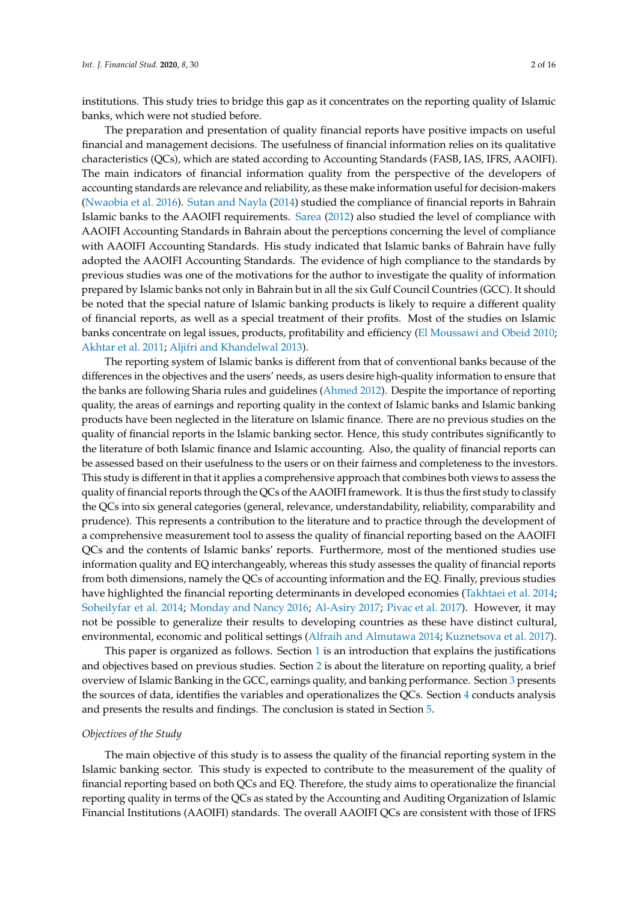institutions. This study tries to bridge this gap as it concentrates on the reporting quality of Islamic banks, which were not studied before.

The preparation and presentation of quality financial reports have positive impacts on useful financial and management decisions. The usefulness of financial information relies on its qualitative characteristics (QCs), which are stated according to Accounting Standards (FASB, IAS, IFRS, AAOIFI). The main indicators of financial information quality from the perspective of the developers of accounting standards are relevance and reliability, as these make information useful for decision-makers (Nwaobia et al. 2016). Sutan and Nayla (2014) studied the compliance of financial reports in Bahrain Islamic banks to the AAOIFI requirements. Sarea (2012) also studied the level of compliance with AAOIFI Accounting Standards in Bahrain about the perceptions concerning the level of compliance with AAOIFI Accounting Standards. His study indicated that Islamic banks of Bahrain have fully adopted the AAOIFI Accounting Standards. The evidence of high compliance to the standards by previous studies was one of the motivations for the author to investigate the quality of information prepared by Islamic banks not only in Bahrain but in all the six Gulf Council Countries (GCC). It should be noted that the special nature of Islamic banking products is likely to require a different quality of financial reports, as well as a special treatment of their profits. Most of the studies on Islamic banks concentrate on legal issues, products, profitability and efficiency (El Moussawi and Obeid 2010; Akhtar et al. 2011; Aljifri and Khandelwal 2013).

The reporting system of Islamic banks is different from that of conventional banks because of the differences in the objectives and the users' needs, as users desire high-quality information to ensure that the banks are following Sharia rules and guidelines (Ahmed 2012). Despite the importance of reporting quality, the areas of earnings and reporting quality in the context of Islamic banks and Islamic banking products have been neglected in the literature on Islamic finance. There are no previous studies on the quality of financial reports in the Islamic banking sector. Hence, this study contributes significantly to the literature of both Islamic finance and Islamic accounting. Also, the quality of financial reports can be assessed based on their usefulness to the users or on their fairness and completeness to the investors. This study is different in that it applies a comprehensive approach that combines both views to assess the quality of financial reports through the QCs of the AAOIFI framework. It is thus the first study to classify the QCs into six general categories (general, relevance, understandability, reliability, comparability and prudence). This represents a contribution to the literature and to practice through the development of a comprehensive measurement tool to assess the quality of financial reporting based on the AAOIFI QCs and the contents of Islamic banks' reports. Furthermore, most of the mentioned studies use information quality and EQ interchangeably, whereas this study assesses the quality of financial reports from both dimensions, namely the QCs of accounting information and the EQ. Finally, previous studies have highlighted the financial reporting determinants in developed economies (Takhtaei et al. 2014; Soheilyfar et al. 2014; Monday and Nancy 2016; Al-Asiry 2017; Pivac et al. 2017). However, it may not be possible to generalize their results to developing countries as these have distinct cultural, environmental, economic and political settings (Alfraih and Almutawa 2014; Kuznetsova et al. 2017).

This paper is organized as follows. Section 1 is an introduction that explains the justifications and objectives based on previous studies. Section 2 is about the literature on reporting quality, a brief overview of Islamic Banking in the GCC, earnings quality, and banking performance. Section 3 presents the sources of data, identifies the variables and operationalizes the QCs. Section 4 conducts analysis and presents the results and findings. The conclusion is stated in Section 5.

*Objectives of the Study*

The main objective of this study is to assess the quality of the financial reporting system in the Islamic banking sector. This study is expected to contribute to the measurement of the quality of financial reporting based on both QCs and EQ. Therefore, the study aims to operationalize the financial reporting quality in terms of the QCs as stated by the Accounting and Auditing Organization of Islamic Financial Institutions (AAOIFI) standards. The overall AAOIFI QCs are consistent with those of IFRS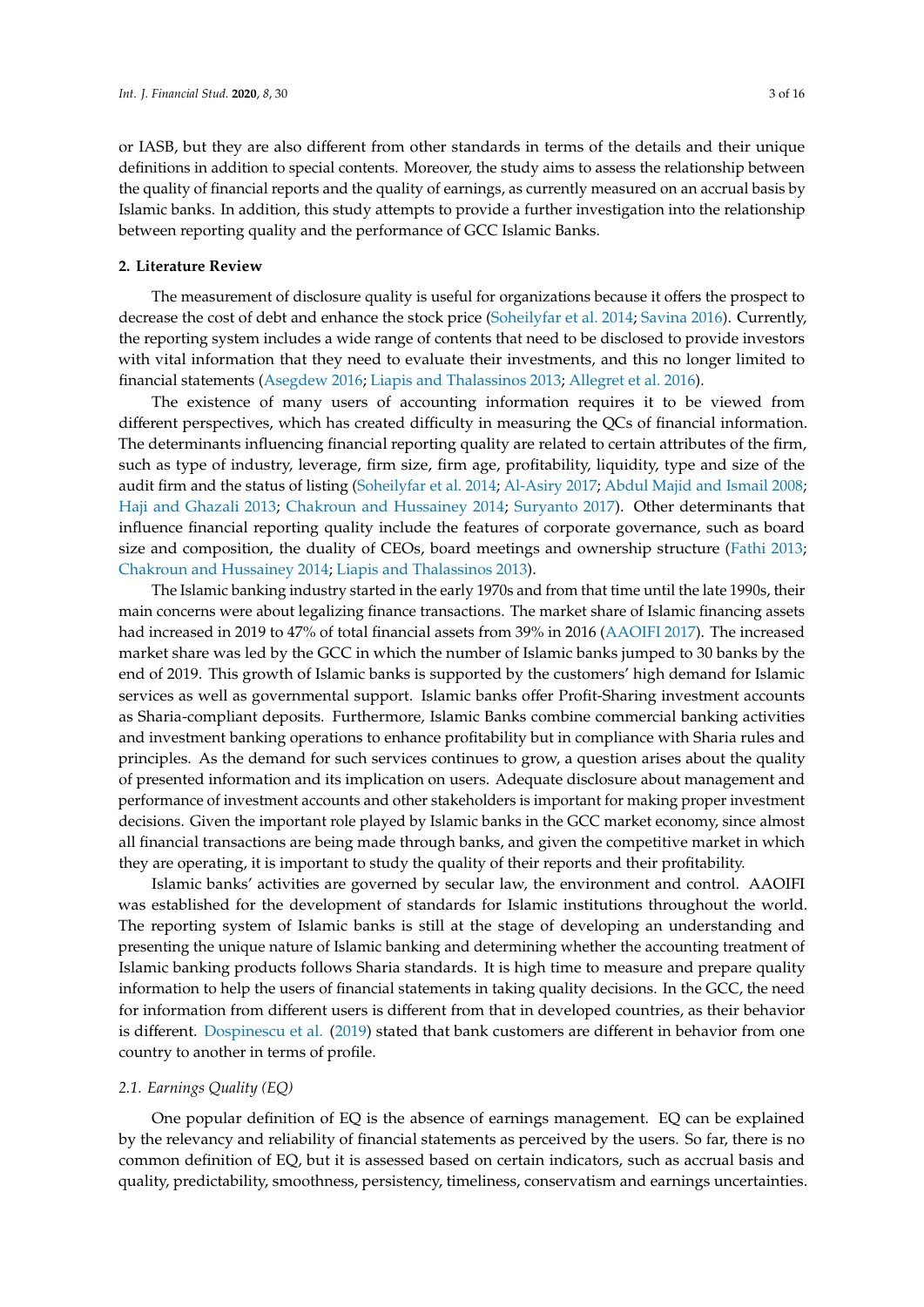or IASB, but they are also different from other standards in terms of the details and their unique definitions in addition to special contents. Moreover, the study aims to assess the relationship between the quality of financial reports and the quality of earnings, as currently measured on an accrual basis by Islamic banks. In addition, this study attempts to provide a further investigation into the relationship between reporting quality and the performance of GCC Islamic Banks.

## 2. Literature Review

The measurement of disclosure quality is useful for organizations because it offers the prospect to decrease the cost of debt and enhance the stock price (Soheilyfar et al. 2014; Savina 2016). Currently, the reporting system includes a wide range of contents that need to be disclosed to provide investors with vital information that they need to evaluate their investments, and this no longer limited to financial statements (Asegdew 2016; Liapis and Thalassinos 2013; Allegret et al. 2016).

The existence of many users of accounting information requires it to be viewed from different perspectives, which has created difficulty in measuring the QCs of financial information. The determinants influencing financial reporting quality are related to certain attributes of the firm, such as type of industry, leverage, firm size, firm age, profitability, liquidity, type and size of the audit firm and the status of listing (Soheilyfar et al. 2014; Al-Asiry 2017; Abdul Majid and Ismail 2008; Haji and Ghazali 2013; Chakroun and Hussainey 2014; Suryanto 2017). Other determinants that influence financial reporting quality include the features of corporate governance, such as board size and composition, the duality of CEOs, board meetings and ownership structure (Fathi 2013; Chakroun and Hussainey 2014; Liapis and Thalassinos 2013).

The Islamic banking industry started in the early 1970s and from that time until the late 1990s, their main concerns were about legalizing finance transactions. The market share of Islamic financing assets had increased in 2019 to 47% of total financial assets from 39% in 2016 (AAOIFI 2017). The increased market share was led by the GCC in which the number of Islamic banks jumped to 30 banks by the end of 2019. This growth of Islamic banks is supported by the customers' high demand for Islamic services as well as governmental support. Islamic banks offer Profit-Sharing investment accounts as Sharia-compliant deposits. Furthermore, Islamic Banks combine commercial banking activities and investment banking operations to enhance profitability but in compliance with Sharia rules and principles. As the demand for such services continues to grow, a question arises about the quality of presented information and its implication on users. Adequate disclosure about management and performance of investment accounts and other stakeholders is important for making proper investment decisions. Given the important role played by Islamic banks in the GCC market economy, since almost all financial transactions are being made through banks, and given the competitive market in which they are operating, it is important to study the quality of their reports and their profitability.

Islamic banks' activities are governed by secular law, the environment and control. AAOIFI was established for the development of standards for Islamic institutions throughout the world. The reporting system of Islamic banks is still at the stage of developing an understanding and presenting the unique nature of Islamic banking and determining whether the accounting treatment of Islamic banking products follows Sharia standards. It is high time to measure and prepare quality information to help the users of financial statements in taking quality decisions. In the GCC, the need for information from different users is different from that in developed countries, as their behavior is different. Dospinescu et al. (2019) stated that bank customers are different in behavior from one country to another in terms of profile.

### 2.1. Earnings Quality (EQ)

One popular definition of EQ is the absence of earnings management. EQ can be explained by the relevancy and reliability of financial statements as perceived by the users. So far, there is no common definition of EQ, but it is assessed based on certain indicators, such as accrual basis and quality, predictability, smoothness, persistency, timeliness, conservatism and earnings uncertainties.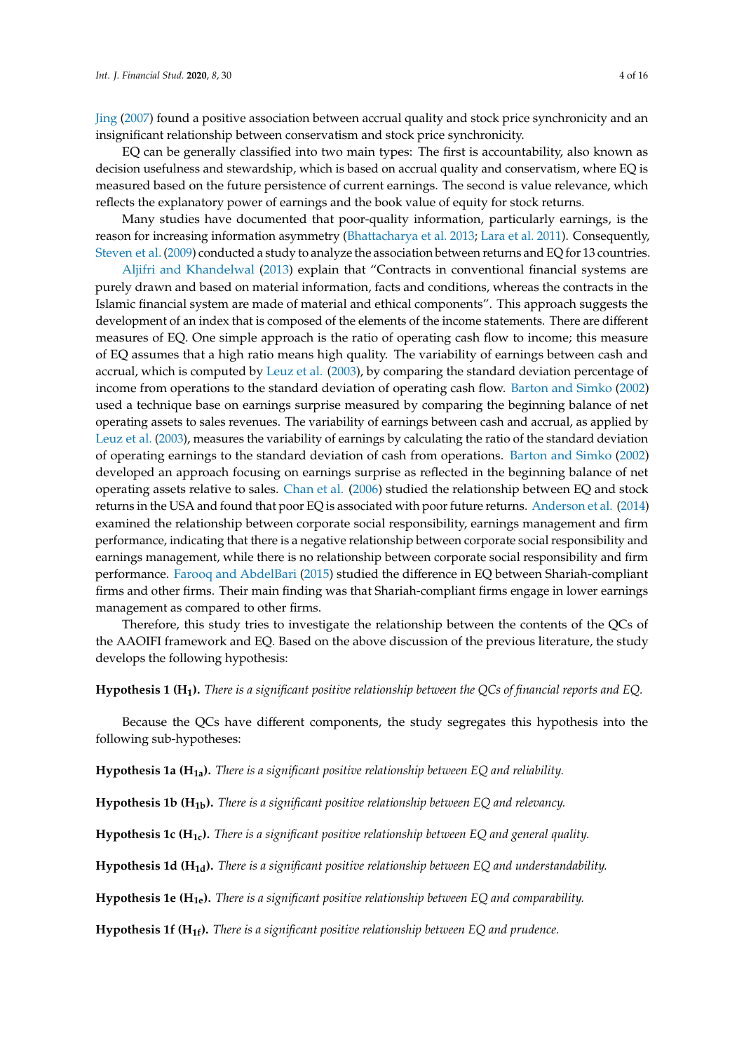Jing (2007) found a positive association between accrual quality and stock price synchronicity and an insignificant relationship between conservatism and stock price synchronicity.

EQ can be generally classified into two main types: The first is accountability, also known as decision usefulness and stewardship, which is based on accrual quality and conservatism, where EQ is measured based on the future persistence of current earnings. The second is value relevance, which reflects the explanatory power of earnings and the book value of equity for stock returns.

Many studies have documented that poor-quality information, particularly earnings, is the reason for increasing information asymmetry (Bhattacharya et al. 2013; Lara et al. 2011). Consequently, Steven et al. (2009) conducted a study to analyze the association between returns and EQ for 13 countries.

Aljifri and Khandelwal (2013) explain that "Contracts in conventional financial systems are purely drawn and based on material information, facts and conditions, whereas the contracts in the Islamic financial system are made of material and ethical components". This approach suggests the development of an index that is composed of the elements of the income statements. There are different measures of EQ. One simple approach is the ratio of operating cash flow to income; this measure of EQ assumes that a high ratio means high quality. The variability of earnings between cash and accrual, which is computed by Leuz et al. (2003), by comparing the standard deviation percentage of income from operations to the standard deviation of operating cash flow. Barton and Simko (2002) used a technique base on earnings surprise measured by comparing the beginning balance of net operating assets to sales revenues. The variability of earnings between cash and accrual, as applied by Leuz et al. (2003), measures the variability of earnings by calculating the ratio of the standard deviation of operating earnings to the standard deviation of cash from operations. Barton and Simko (2002) developed an approach focusing on earnings surprise as reflected in the beginning balance of net operating assets relative to sales. Chan et al. (2006) studied the relationship between EQ and stock returns in the USA and found that poor EQ is associated with poor future returns. Anderson et al. (2014) examined the relationship between corporate social responsibility, earnings management and firm performance, indicating that there is a negative relationship between corporate social responsibility and earnings management, while there is no relationship between corporate social responsibility and firm performance. Farooq and AbdelBari (2015) studied the difference in EQ between Shariah-compliant firms and other firms. Their main finding was that Shariah-compliant firms engage in lower earnings management as compared to other firms.

Therefore, this study tries to investigate the relationship between the contents of the QCs of the AAOIFI framework and EQ. Based on the above discussion of the previous literature, the study develops the following hypothesis:

**Hypothesis 1 ($H_1$).** *There is a significant positive relationship between the QCs of financial reports and EQ.*

Because the QCs have different components, the study segregates this hypothesis into the following sub-hypotheses:

**Hypothesis 1a ($H_{1a}$).** *There is a significant positive relationship between EQ and reliability.*

**Hypothesis 1b ($H_{1b}$).** *There is a significant positive relationship between EQ and relevancy.*

**Hypothesis 1c ($H_{1c}$).** *There is a significant positive relationship between EQ and general quality.*

**Hypothesis 1d ($H_{1d}$).** *There is a significant positive relationship between EQ and understandability.*

**Hypothesis 1e ($H_{1e}$).** *There is a significant positive relationship between EQ and comparability.*

**Hypothesis 1f ($H_{1f}$).** *There is a significant positive relationship between EQ and prudence.*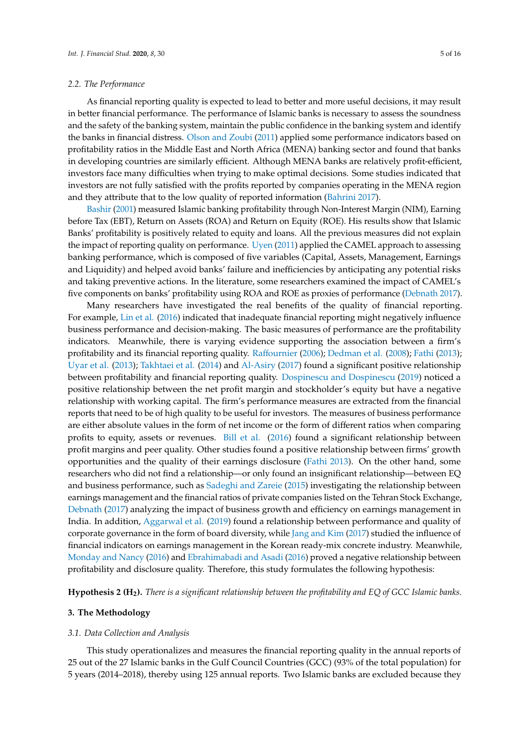### 2.2. The Performance

As financial reporting quality is expected to lead to better and more useful decisions, it may result in better financial performance. The performance of Islamic banks is necessary to assess the soundness and the safety of the banking system, maintain the public confidence in the banking system and identify the banks in financial distress. Olson and Zoubi (2011) applied some performance indicators based on profitability ratios in the Middle East and North Africa (MENA) banking sector and found that banks in developing countries are similarly efficient. Although MENA banks are relatively profit-efficient, investors face many difficulties when trying to make optimal decisions. Some studies indicated that investors are not fully satisfied with the profits reported by companies operating in the MENA region and they attribute that to the low quality of reported information (Bahrini 2017).

Bashir (2001) measured Islamic banking profitability through Non-Interest Margin (NIM), Earning before Tax (EBT), Return on Assets (ROA) and Return on Equity (ROE). His results show that Islamic Banks' profitability is positively related to equity and loans. All the previous measures did not explain the impact of reporting quality on performance. Uyen (2011) applied the CAMEL approach to assessing banking performance, which is composed of five variables (Capital, Assets, Management, Earnings and Liquidity) and helped avoid banks' failure and inefficiencies by anticipating any potential risks and taking preventive actions. In the literature, some researchers examined the impact of CAMEL's five components on banks' profitability using ROA and ROE as proxies of performance (Debnath 2017).

Many researchers have investigated the real benefits of the quality of financial reporting. For example, Lin et al. (2016) indicated that inadequate financial reporting might negatively influence business performance and decision-making. The basic measures of performance are the profitability indicators. Meanwhile, there is varying evidence supporting the association between a firm's profitability and its financial reporting quality. Raffournier (2006); Dedman et al. (2008); Fathi (2013); Uyar et al. (2013); Takhtaei et al. (2014) and Al-Asiry (2017) found a significant positive relationship between profitability and financial reporting quality. Dospinescu and Dospinescu (2019) noticed a positive relationship between the net profit margin and stockholder's equity but have a negative relationship with working capital. The firm's performance measures are extracted from the financial reports that need to be of high quality to be useful for investors. The measures of business performance are either absolute values in the form of net income or the form of different ratios when comparing profits to equity, assets or revenues. Bill et al. (2016) found a significant relationship between profit margins and peer quality. Other studies found a positive relationship between firms' growth opportunities and the quality of their earnings disclosure (Fathi 2013). On the other hand, some researchers who did not find a relationship—or only found an insignificant relationship—between EQ and business performance, such as Sadeghi and Zareie (2015) investigating the relationship between earnings management and the financial ratios of private companies listed on the Tehran Stock Exchange, Debnath (2017) analyzing the impact of business growth and efficiency on earnings management in India. In addition, Aggarwal et al. (2019) found a relationship between performance and quality of corporate governance in the form of board diversity, while Jang and Kim (2017) studied the influence of financial indicators on earnings management in the Korean ready-mix concrete industry. Meanwhile, Monday and Nancy (2016) and Ebrahimabadi and Asadi (2016) proved a negative relationship between profitability and disclosure quality. Therefore, this study formulates the following hypothesis:

**Hypothesis 2 ($H_2$).** *There is a significant relationship between the profitability and EQ of GCC Islamic banks.*

## 3. The Methodology

### 3.1. Data Collection and Analysis

This study operationalizes and measures the financial reporting quality in the annual reports of 25 out of the 27 Islamic banks in the Gulf Council Countries (GCC) (93% of the total population) for 5 years (2014–2018), thereby using 125 annual reports. Two Islamic banks are excluded because they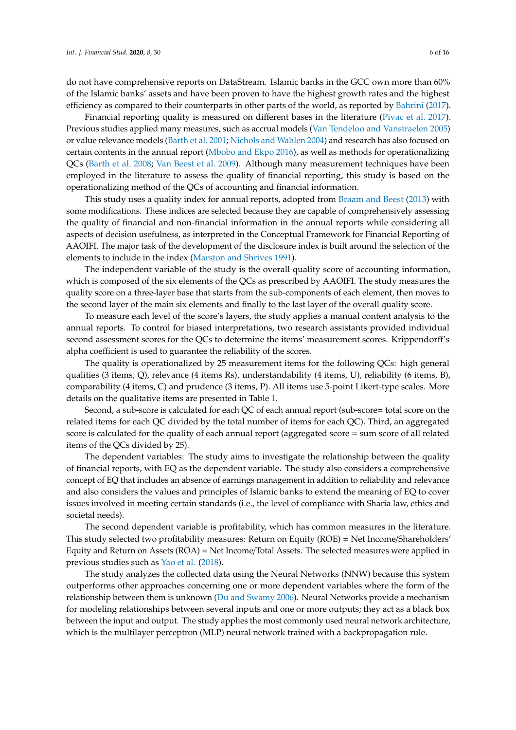do not have comprehensive reports on DataStream. Islamic banks in the GCC own more than 60% of the Islamic banks' assets and have been proven to have the highest growth rates and the highest efficiency as compared to their counterparts in other parts of the world, as reported by Bahrini (2017).

Financial reporting quality is measured on different bases in the literature (Pivac et al. 2017). Previous studies applied many measures, such as accrual models (Van Tendeloo and Vanstraelen 2005) or value relevance models (Barth et al. 2001; Nichols and Wahlen 2004) and research has also focused on certain contents in the annual report (Mbobo and Ekpo 2016), as well as methods for operationalizing QCs (Barth et al. 2008; Van Beest et al. 2009). Although many measurement techniques have been employed in the literature to assess the quality of financial reporting, this study is based on the operationalizing method of the QCs of accounting and financial information.

This study uses a quality index for annual reports, adopted from Braam and Beest (2013) with some modifications. These indices are selected because they are capable of comprehensively assessing the quality of financial and non-financial information in the annual reports while considering all aspects of decision usefulness, as interpreted in the Conceptual Framework for Financial Reporting of AAOIFI. The major task of the development of the disclosure index is built around the selection of the elements to include in the index (Marston and Shrives 1991).

The independent variable of the study is the overall quality score of accounting information, which is composed of the six elements of the QCs as prescribed by AAOIFI. The study measures the quality score on a three-layer base that starts from the sub-components of each element, then moves to the second layer of the main six elements and finally to the last layer of the overall quality score.

To measure each level of the score's layers, the study applies a manual content analysis to the annual reports. To control for biased interpretations, two research assistants provided individual second assessment scores for the QCs to determine the items' measurement scores. Krippendorff's alpha coefficient is used to guarantee the reliability of the scores.

The quality is operationalized by 25 measurement items for the following QCs: high general qualities (3 items, Q), relevance (4 items Rs), understandability (4 items, U), reliability (6 items, B), comparability (4 items, C) and prudence (3 items, P). All items use 5-point Likert-type scales. More details on the qualitative items are presented in Table 1.

Second, a sub-score is calculated for each QC of each annual report (sub-score= total score on the related items for each QC divided by the total number of items for each QC). Third, an aggregated score is calculated for the quality of each annual report (aggregated score = sum score of all related items of the QCs divided by 25).

The dependent variables: The study aims to investigate the relationship between the quality of financial reports, with EQ as the dependent variable. The study also considers a comprehensive concept of EQ that includes an absence of earnings management in addition to reliability and relevance and also considers the values and principles of Islamic banks to extend the meaning of EQ to cover issues involved in meeting certain standards (i.e., the level of compliance with Sharia law, ethics and societal needs).

The second dependent variable is profitability, which has common measures in the literature. This study selected two profitability measures: Return on Equity (ROE) = Net Income/Shareholders' Equity and Return on Assets (ROA) = Net Income/Total Assets. The selected measures were applied in previous studies such as Yao et al. (2018).

The study analyzes the collected data using the Neural Networks (NNW) because this system outperforms other approaches concerning one or more dependent variables where the form of the relationship between them is unknown (Du and Swamy 2006). Neural Networks provide a mechanism for modeling relationships between several inputs and one or more outputs; they act as a black box between the input and output. The study applies the most commonly used neural network architecture, which is the multilayer perceptron (MLP) neural network trained with a backpropagation rule.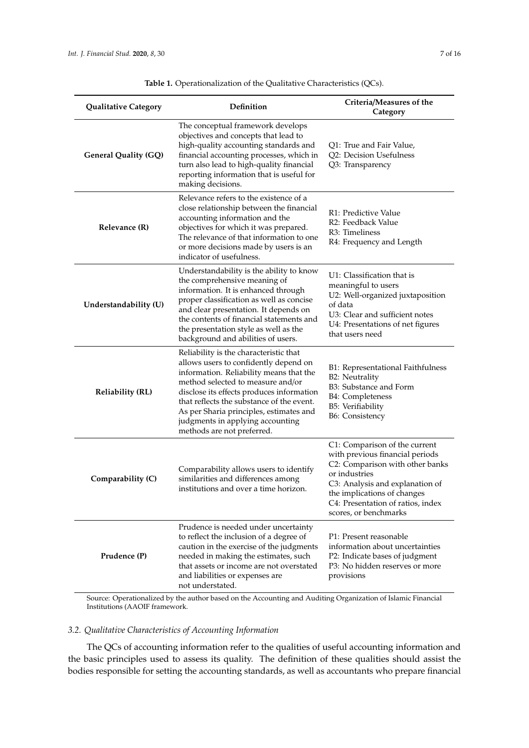**Table 1.** Operationalization of the Qualitative Characteristics (QCs).

| Qualitative Category | Definition | Criteria/Measures of the Category |
|---|---|---|
| **General Quality (GQ)** | The conceptual framework develops objectives and concepts that lead to high-quality accounting standards and financial accounting processes, which in turn also lead to high-quality financial reporting information that is useful for making decisions. | Q1: True and Fair Value,<br>Q2: Decision Usefulness<br>Q3: Transparency |
| **Relevance (R)** | Relevance refers to the existence of a close relationship between the financial accounting information and the objectives for which it was prepared. The relevance of that information to one or more decisions made by users is an indicator of usefulness. | R1: Predictive Value<br>R2: Feedback Value<br>R3: Timeliness<br>R4: Frequency and Length |
| **Understandability (U)** | Understandability is the ability to know the comprehensive meaning of information. It is enhanced through proper classification as well as concise and clear presentation. It depends on the contents of financial statements and the presentation style as well as the background and abilities of users. | U1: Classification that is meaningful to users<br>U2: Well-organized juxtaposition of data<br>U3: Clear and sufficient notes<br>U4: Presentations of net figures that users need |
| **Reliability (RL)** | Reliability is the characteristic that allows users to confidently depend on information. Reliability means that the method selected to measure and/or disclose its effects produces information that reflects the substance of the event. As per Sharia principles, estimates and judgments in applying accounting methods are not preferred. | B1: Representational Faithfulness<br>B2: Neutrality<br>B3: Substance and Form<br>B4: Completeness<br>B5: Verifiability<br>B6: Consistency |
| **Comparability (C)** | Comparability allows users to identify similarities and differences among institutions and over a time horizon. | C1: Comparison of the current with previous financial periods<br>C2: Comparison with other banks or industries<br>C3: Analysis and explanation of the implications of changes<br>C4: Presentation of ratios, index scores, or benchmarks |
| **Prudence (P)** | Prudence is needed under uncertainty to reflect the inclusion of a degree of caution in the exercise of the judgments needed in making the estimates, such that assets or income are not overstated and liabilities or expenses are not understated. | P1: Present reasonable information about uncertainties<br>P2: Indicate bases of judgment<br>P3: No hidden reserves or more provisions |

Source: Operationalized by the author based on the Accounting and Auditing Organization of Islamic Financial Institutions (AAOIF framework.

### 3.2. Qualitative Characteristics of Accounting Information

The QCs of accounting information refer to the qualities of useful accounting information and the basic principles used to assess its quality. The definition of these qualities should assist the bodies responsible for setting the accounting standards, as well as accountants who prepare financial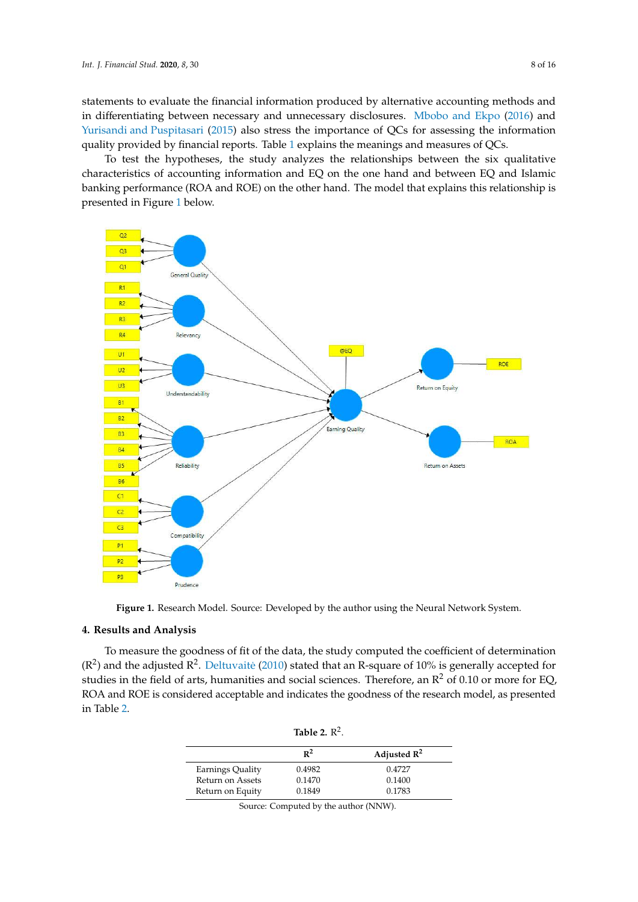statements to evaluate the financial information produced by alternative accounting methods and in differentiating between necessary and unnecessary disclosures. Mbobo and Ekpo (2016) and Yurisandi and Puspitasari (2015) also stress the importance of QCs for assessing the information quality provided by financial reports. Table 1 explains the meanings and measures of QCs.

To test the hypotheses, the study analyzes the relationships between the six qualitative characteristics of accounting information and EQ on the one hand and between EQ and Islamic banking performance (ROA and ROE) on the other hand. The model that explains this relationship is presented in Figure 1 below.

**Figure 1.** Research Model. Source: Developed by the author using the Neural Network System.

## 4. Results and Analysis

To measure the goodness of fit of the data, the study computed the coefficient of determination ($R^2$) and the adjusted $R^2$. Deltuvaitė (2010) stated that an R-square of 10% is generally accepted for studies in the field of arts, humanities and social sciences. Therefore, an $R^2$ of 0.10 or more for EQ, ROA and ROE is considered acceptable and indicates the goodness of the research model, as presented in Table 2.

**Table 2.** $R^2$.

| | $R^2$ | Adjusted $R^2$ |
|---|---|---|
| Earnings Quality | 0.4982 | 0.4727 |
| Return on Assets | 0.1470 | 0.1400 |
| Return on Equity | 0.1849 | 0.1783 |

Source: Computed by the author (NNW).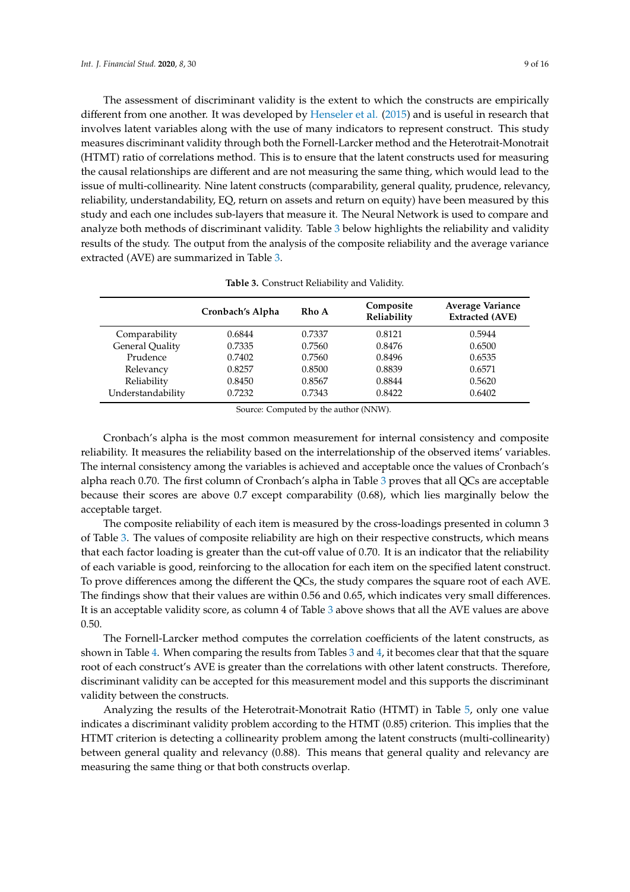The assessment of discriminant validity is the extent to which the constructs are empirically different from one another. It was developed by Henseler et al. (2015) and is useful in research that involves latent variables along with the use of many indicators to represent construct. This study measures discriminant validity through both the Fornell-Larcker method and the Heterotrait-Monotrait (HTMT) ratio of correlations method. This is to ensure that the latent constructs used for measuring the causal relationships are different and are not measuring the same thing, which would lead to the issue of multi-collinearity. Nine latent constructs (comparability, general quality, prudence, relevancy, reliability, understandability, EQ, return on assets and return on equity) have been measured by this study and each one includes sub-layers that measure it. The Neural Network is used to compare and analyze both methods of discriminant validity. Table 3 below highlights the reliability and validity results of the study. The output from the analysis of the composite reliability and the average variance extracted (AVE) are summarized in Table 3.

**Table 3.** Construct Reliability and Validity.

| | Cronbach's Alpha | Rho A | Composite Reliability | Average Variance Extracted (AVE) |
|---|---|---|---|---|
| Comparability | 0.6844 | 0.7337 | 0.8121 | 0.5944 |
| General Quality | 0.7335 | 0.7560 | 0.8476 | 0.6500 |
| Prudence | 0.7402 | 0.7560 | 0.8496 | 0.6535 |
| Relevancy | 0.8257 | 0.8500 | 0.8839 | 0.6571 |
| Reliability | 0.8450 | 0.8567 | 0.8844 | 0.5620 |
| Understandability | 0.7232 | 0.7343 | 0.8422 | 0.6402 |

Source: Computed by the author (NNW).

Cronbach's alpha is the most common measurement for internal consistency and composite reliability. It measures the reliability based on the interrelationship of the observed items' variables. The internal consistency among the variables is achieved and acceptable once the values of Cronbach's alpha reach 0.70. The first column of Cronbach's alpha in Table 3 proves that all QCs are acceptable because their scores are above 0.7 except comparability (0.68), which lies marginally below the acceptable target.

The composite reliability of each item is measured by the cross-loadings presented in column 3 of Table 3. The values of composite reliability are high on their respective constructs, which means that each factor loading is greater than the cut-off value of 0.70. It is an indicator that the reliability of each variable is good, reinforcing to the allocation for each item on the specified latent construct. To prove differences among the different the QCs, the study compares the square root of each AVE. The findings show that their values are within 0.56 and 0.65, which indicates very small differences. It is an acceptable validity score, as column 4 of Table 3 above shows that all the AVE values are above 0.50.

The Fornell-Larcker method computes the correlation coefficients of the latent constructs, as shown in Table 4. When comparing the results from Tables 3 and 4, it becomes clear that that the square root of each construct's AVE is greater than the correlations with other latent constructs. Therefore, discriminant validity can be accepted for this measurement model and this supports the discriminant validity between the constructs.

Analyzing the results of the Heterotrait-Monotrait Ratio (HTMT) in Table 5, only one value indicates a discriminant validity problem according to the HTMT (0.85) criterion. This implies that the HTMT criterion is detecting a collinearity problem among the latent constructs (multi-collinearity) between general quality and relevancy (0.88). This means that general quality and relevancy are measuring the same thing or that both constructs overlap.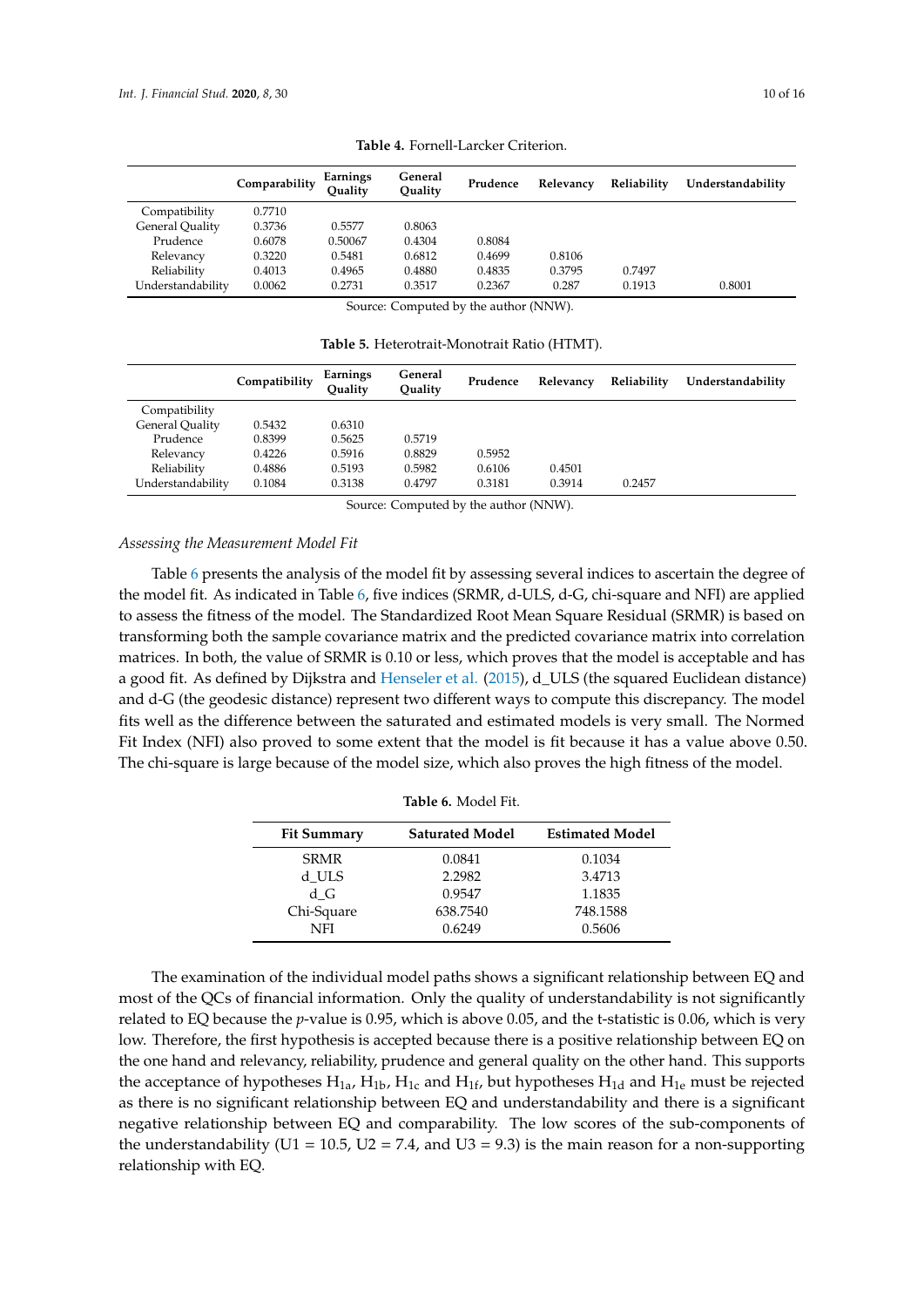**Table 4.** Fornell-Larcker Criterion.

| | Comparability | Earnings Quality | General Quality | Prudence | Relevancy | Reliability | Understandability |
|---|---|---|---|---|---|---|---|
| Compatibility | 0.7710 | | | | | | |
| General Quality | 0.3736 | 0.5577 | 0.8063 | | | | |
| Prudence | 0.6078 | 0.50067 | 0.4304 | 0.8084 | | | |
| Relevancy | 0.3220 | 0.5481 | 0.6812 | 0.4699 | 0.8106 | | |
| Reliability | 0.4013 | 0.4965 | 0.4880 | 0.4835 | 0.3795 | 0.7497 | |
| Understandability | 0.0062 | 0.2731 | 0.3517 | 0.2367 | 0.287 | 0.1913 | 0.8001 |

Source: Computed by the author (NNW).

**Table 5.** Heterotrait-Monotrait Ratio (HTMT).

| | Compatibility | Earnings Quality | General Quality | Prudence | Relevancy | Reliability | Understandability |
|---|---|---|---|---|---|---|---|
| Compatibility | | | | | | | |
| General Quality | 0.5432 | 0.6310 | | | | | |
| Prudence | 0.8399 | 0.5625 | 0.5719 | | | | |
| Relevancy | 0.4226 | 0.5916 | 0.8829 | 0.5952 | | | |
| Reliability | 0.4886 | 0.5193 | 0.5982 | 0.6106 | 0.4501 | | |
| Understandability | 0.1084 | 0.3138 | 0.4797 | 0.3181 | 0.3914 | 0.2457 | |

Source: Computed by the author (NNW).

*Assessing the Measurement Model Fit*

Table 6 presents the analysis of the model fit by assessing several indices to ascertain the degree of the model fit. As indicated in Table 6, five indices (SRMR, d-ULS, d-G, chi-square and NFI) are applied to assess the fitness of the model. The Standardized Root Mean Square Residual (SRMR) is based on transforming both the sample covariance matrix and the predicted covariance matrix into correlation matrices. In both, the value of SRMR is 0.10 or less, which proves that the model is acceptable and has a good fit. As defined by Dijkstra and Henseler et al. (2015), d_ULS (the squared Euclidean distance) and d-G (the geodesic distance) represent two different ways to compute this discrepancy. The model fits well as the difference between the saturated and estimated models is very small. The Normed Fit Index (NFI) also proved to some extent that the model is fit because it has a value above 0.50. The chi-square is large because of the model size, which also proves the high fitness of the model.

**Table 6.** Model Fit.

| Fit Summary | Saturated Model | Estimated Model |
|---|---|---|
| SRMR | 0.0841 | 0.1034 |
| d_ULS | 2.2982 | 3.4713 |
| d_G | 0.9547 | 1.1835 |
| Chi-Square | 638.7540 | 748.1588 |
| NFI | 0.6249 | 0.5606 |

The examination of the individual model paths shows a significant relationship between EQ and most of the QCs of financial information. Only the quality of understandability is not significantly related to EQ because the *p*-value is 0.95, which is above 0.05, and the t-statistic is 0.06, which is very low. Therefore, the first hypothesis is accepted because there is a positive relationship between EQ on the one hand and relevancy, reliability, prudence and general quality on the other hand. This supports the acceptance of hypotheses $H_{1a}$, $H_{1b}$, $H_{1c}$ and $H_{1f}$, but hypotheses $H_{1d}$ and $H_{1e}$ must be rejected as there is no significant relationship between EQ and understandability and there is a significant negative relationship between EQ and comparability. The low scores of the sub-components of the understandability (U1 = 10.5, U2 = 7.4, and U3 = 9.3) is the main reason for a non-supporting relationship with EQ.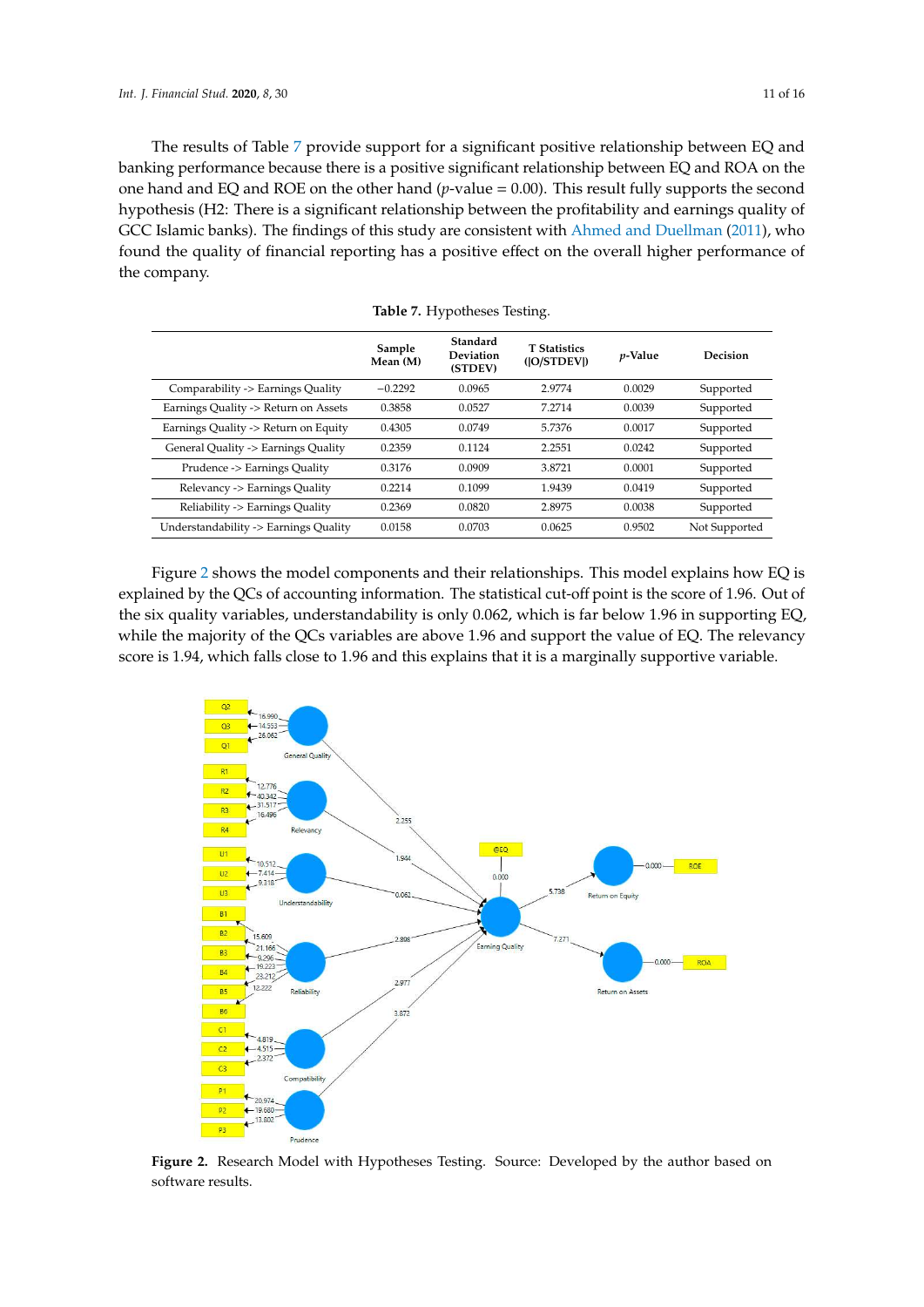The results of Table 7 provide support for a significant positive relationship between EQ and banking performance because there is a positive significant relationship between EQ and ROA on the one hand and EQ and ROE on the other hand ($p$-value = 0.00). This result fully supports the second hypothesis (H2: There is a significant relationship between the profitability and earnings quality of GCC Islamic banks). The findings of this study are consistent with Ahmed and Duellman (2011), who found the quality of financial reporting has a positive effect on the overall higher performance of the company.

**Table 7.** Hypotheses Testing.

| | Sample Mean (M) | Standard Deviation (STDEV) | T Statistics (\|O/STDEV\|) | $p$-Value | Decision |
|---|---|---|---|---|---|
| Comparability -> Earnings Quality | −0.2292 | 0.0965 | 2.9774 | 0.0029 | Supported |
| Earnings Quality -> Return on Assets | 0.3858 | 0.0527 | 7.2714 | 0.0039 | Supported |
| Earnings Quality -> Return on Equity | 0.4305 | 0.0749 | 5.7376 | 0.0017 | Supported |
| General Quality -> Earnings Quality | 0.2359 | 0.1124 | 2.2551 | 0.0242 | Supported |
| Prudence -> Earnings Quality | 0.3176 | 0.0909 | 3.8721 | 0.0001 | Supported |
| Relevancy -> Earnings Quality | 0.2214 | 0.1099 | 1.9439 | 0.0419 | Supported |
| Reliability -> Earnings Quality | 0.2369 | 0.0820 | 2.8975 | 0.0038 | Supported |
| Understandability -> Earnings Quality | 0.0158 | 0.0703 | 0.0625 | 0.9502 | Not Supported |

Figure 2 shows the model components and their relationships. This model explains how EQ is explained by the QCs of accounting information. The statistical cut-off point is the score of 1.96. Out of the six quality variables, understandability is only 0.062, which is far below 1.96 in supporting EQ, while the majority of the QCs variables are above 1.96 and support the value of EQ. The relevancy score is 1.94, which falls close to 1.96 and this explains that it is a marginally supportive variable.

**Figure 2.** Research Model with Hypotheses Testing. Source: Developed by the author based on software results.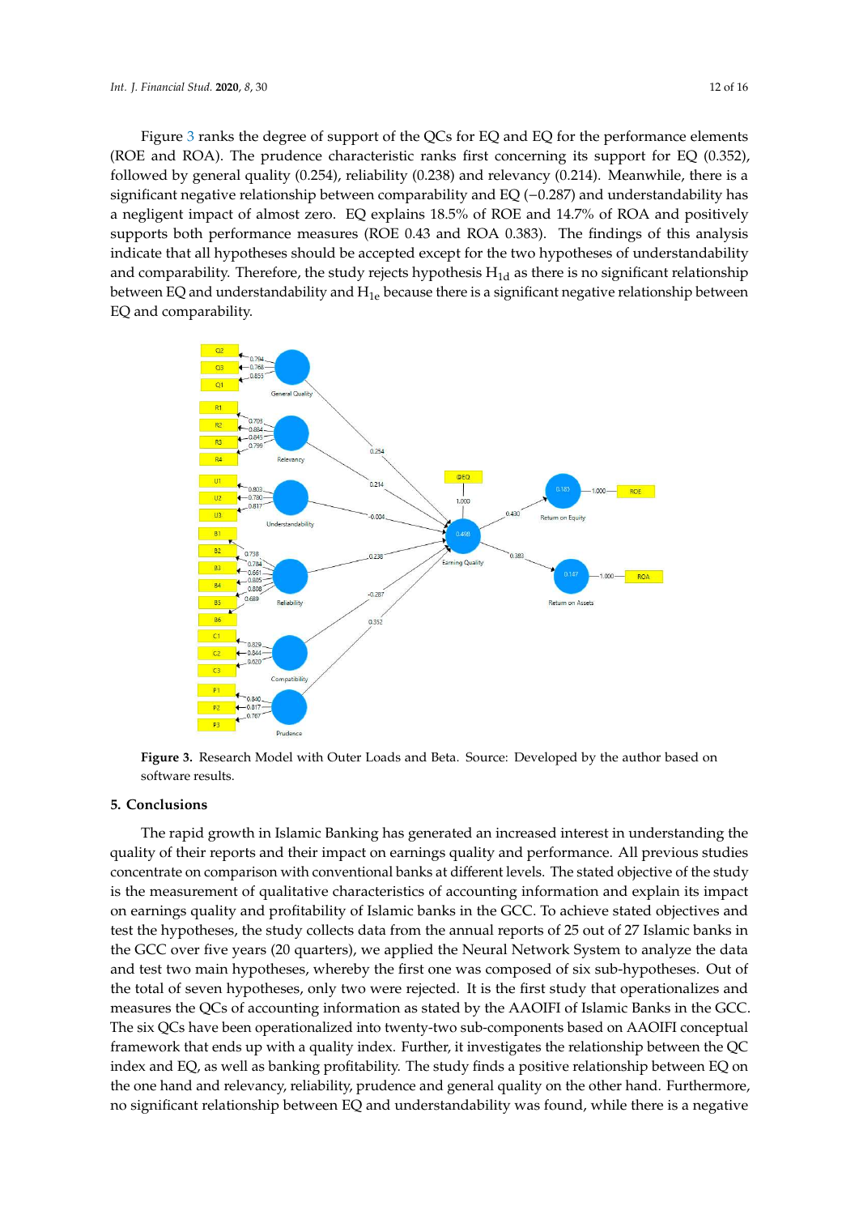Figure 3 ranks the degree of support of the QCs for EQ and EQ for the performance elements (ROE and ROA). The prudence characteristic ranks first concerning its support for EQ (0.352), followed by general quality (0.254), reliability (0.238) and relevancy (0.214). Meanwhile, there is a significant negative relationship between comparability and EQ (−0.287) and understandability has a negligent impact of almost zero. EQ explains 18.5% of ROE and 14.7% of ROA and positively supports both performance measures (ROE 0.43 and ROA 0.383). The findings of this analysis indicate that all hypotheses should be accepted except for the two hypotheses of understandability and comparability. Therefore, the study rejects hypothesis $H_{1d}$ as there is no significant relationship between EQ and understandability and $H_{1e}$ because there is a significant negative relationship between EQ and comparability.

**Figure 3.** Research Model with Outer Loads and Beta. Source: Developed by the author based on software results.

## 5. Conclusions

The rapid growth in Islamic Banking has generated an increased interest in understanding the quality of their reports and their impact on earnings quality and performance. All previous studies concentrate on comparison with conventional banks at different levels. The stated objective of the study is the measurement of qualitative characteristics of accounting information and explain its impact on earnings quality and profitability of Islamic banks in the GCC. To achieve stated objectives and test the hypotheses, the study collects data from the annual reports of 25 out of 27 Islamic banks in the GCC over five years (20 quarters), we applied the Neural Network System to analyze the data and test two main hypotheses, whereby the first one was composed of six sub-hypotheses. Out of the total of seven hypotheses, only two were rejected. It is the first study that operationalizes and measures the QCs of accounting information as stated by the AAOIFI of Islamic Banks in the GCC. The six QCs have been operationalized into twenty-two sub-components based on AAOIFI conceptual framework that ends up with a quality index. Further, it investigates the relationship between the QC index and EQ, as well as banking profitability. The study finds a positive relationship between EQ on the one hand and relevancy, reliability, prudence and general quality on the other hand. Furthermore, no significant relationship between EQ and understandability was found, while there is a negative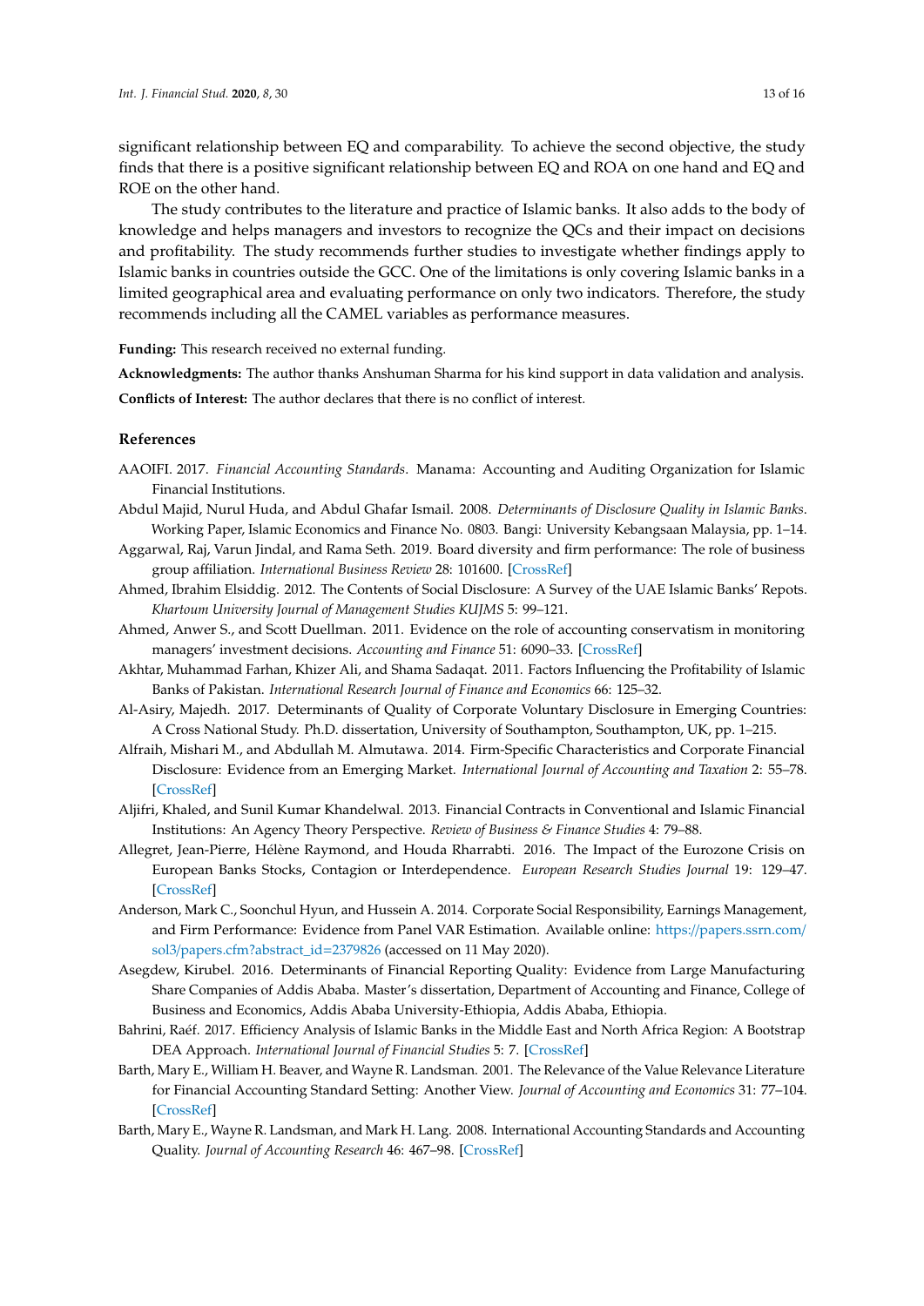significant relationship between EQ and comparability. To achieve the second objective, the study finds that there is a positive significant relationship between EQ and ROA on one hand and EQ and ROE on the other hand.

The study contributes to the literature and practice of Islamic banks. It also adds to the body of knowledge and helps managers and investors to recognize the QCs and their impact on decisions and profitability. The study recommends further studies to investigate whether findings apply to Islamic banks in countries outside the GCC. One of the limitations is only covering Islamic banks in a limited geographical area and evaluating performance on only two indicators. Therefore, the study recommends including all the CAMEL variables as performance measures.

**Funding:** This research received no external funding.

**Acknowledgments:** The author thanks Anshuman Sharma for his kind support in data validation and analysis.

**Conflicts of Interest:** The author declares that there is no conflict of interest.

## References

AAOIFI. 2017. *Financial Accounting Standards*. Manama: Accounting and Auditing Organization for Islamic Financial Institutions.

Abdul Majid, Nurul Huda, and Abdul Ghafar Ismail. 2008. *Determinants of Disclosure Quality in Islamic Banks*. Working Paper, Islamic Economics and Finance No. 0803. Bangi: University Kebangsaan Malaysia, pp. 1–14.

Aggarwal, Raj, Varun Jindal, and Rama Seth. 2019. Board diversity and firm performance: The role of business group affiliation. *International Business Review* 28: 101600. [CrossRef]

Ahmed, Ibrahim Elsiddig. 2012. The Contents of Social Disclosure: A Survey of the UAE Islamic Banks' Repots. *Khartoum University Journal of Management Studies KUJMS* 5: 99–121.

Ahmed, Anwer S., and Scott Duellman. 2011. Evidence on the role of accounting conservatism in monitoring managers' investment decisions. *Accounting and Finance* 51: 6090–33. [CrossRef]

Akhtar, Muhammad Farhan, Khizer Ali, and Shama Sadaqat. 2011. Factors Influencing the Profitability of Islamic Banks of Pakistan. *International Research Journal of Finance and Economics* 66: 125–32.

Al-Asiry, Majedh. 2017. Determinants of Quality of Corporate Voluntary Disclosure in Emerging Countries: A Cross National Study. Ph.D. dissertation, University of Southampton, Southampton, UK, pp. 1–215.

Alfraih, Mishari M., and Abdullah M. Almutawa. 2014. Firm-Specific Characteristics and Corporate Financial Disclosure: Evidence from an Emerging Market. *International Journal of Accounting and Taxation* 2: 55–78. [CrossRef]

Aljifri, Khaled, and Sunil Kumar Khandelwal. 2013. Financial Contracts in Conventional and Islamic Financial Institutions: An Agency Theory Perspective. *Review of Business & Finance Studies* 4: 79–88.

Allegret, Jean-Pierre, Hélène Raymond, and Houda Rharrabti. 2016. The Impact of the Eurozone Crisis on European Banks Stocks, Contagion or Interdependence. *European Research Studies Journal* 19: 129–47. [CrossRef]

Anderson, Mark C., Soonchul Hyun, and Hussein A. 2014. Corporate Social Responsibility, Earnings Management, and Firm Performance: Evidence from Panel VAR Estimation. Available online: https://papers.ssrn.com/sol3/papers.cfm?abstract_id=2379826 (accessed on 11 May 2020).

Asegdew, Kirubel. 2016. Determinants of Financial Reporting Quality: Evidence from Large Manufacturing Share Companies of Addis Ababa. Master's dissertation, Department of Accounting and Finance, College of Business and Economics, Addis Ababa University-Ethiopia, Addis Ababa, Ethiopia.

Bahrini, Raéf. 2017. Efficiency Analysis of Islamic Banks in the Middle East and North Africa Region: A Bootstrap DEA Approach. *International Journal of Financial Studies* 5: 7. [CrossRef]

Barth, Mary E., William H. Beaver, and Wayne R. Landsman. 2001. The Relevance of the Value Relevance Literature for Financial Accounting Standard Setting: Another View. *Journal of Accounting and Economics* 31: 77–104. [CrossRef]

Barth, Mary E., Wayne R. Landsman, and Mark H. Lang. 2008. International Accounting Standards and Accounting Quality. *Journal of Accounting Research* 46: 467–98. [CrossRef]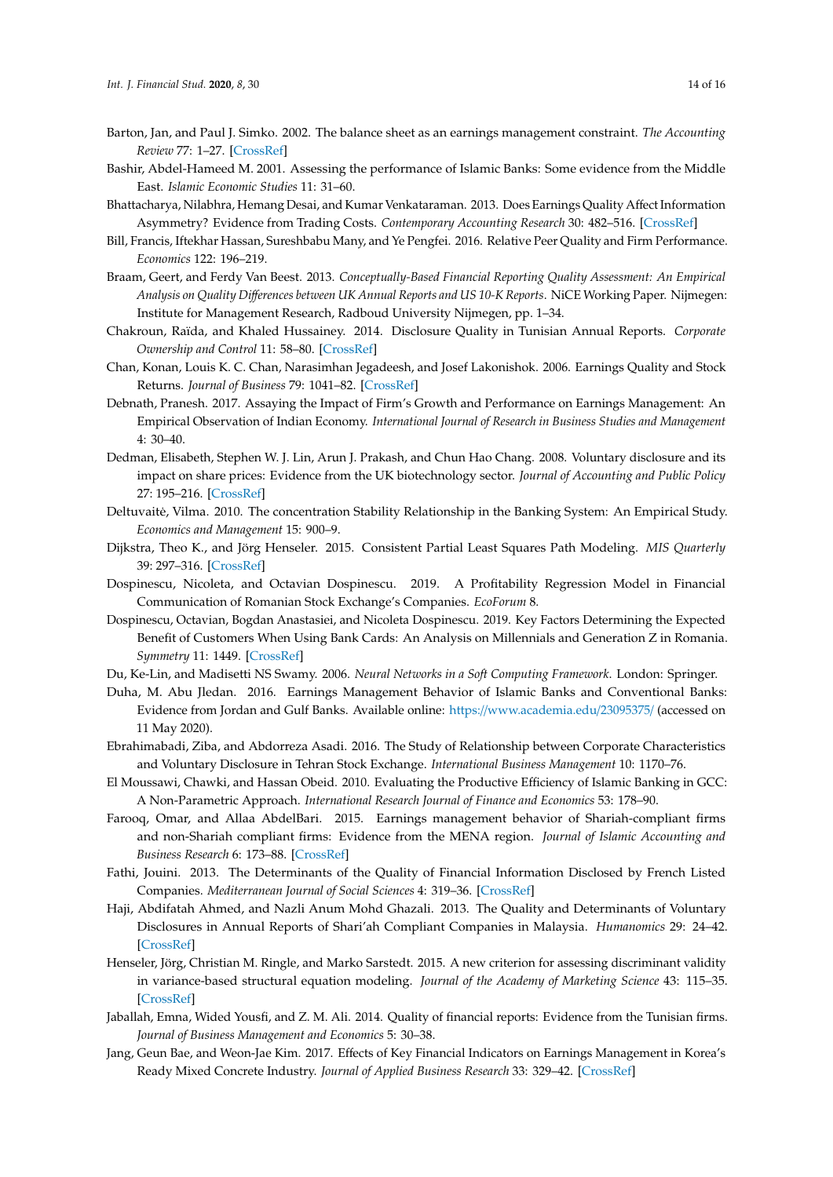Barton, Jan, and Paul J. Simko. 2002. The balance sheet as an earnings management constraint. *The Accounting Review* 77: 1–27. [CrossRef]

Bashir, Abdel-Hameed M. 2001. Assessing the performance of Islamic Banks: Some evidence from the Middle East. *Islamic Economic Studies* 11: 31–60.

Bhattacharya, Nilabhra, Hemang Desai, and Kumar Venkataraman. 2013. Does Earnings Quality Affect Information Asymmetry? Evidence from Trading Costs. *Contemporary Accounting Research* 30: 482–516. [CrossRef]

Bill, Francis, Iftekhar Hassan, Sureshbabu Many, and Ye Pengfei. 2016. Relative Peer Quality and Firm Performance. *Economics* 122: 196–219.

Braam, Geert, and Ferdy Van Beest. 2013. *Conceptually-Based Financial Reporting Quality Assessment: An Empirical Analysis on Quality Differences between UK Annual Reports and US 10-K Reports*. NiCE Working Paper. Nijmegen: Institute for Management Research, Radboud University Nijmegen, pp. 1–34.

Chakroun, Raïda, and Khaled Hussainey. 2014. Disclosure Quality in Tunisian Annual Reports. *Corporate Ownership and Control* 11: 58–80. [CrossRef]

Chan, Konan, Louis K. C. Chan, Narasimhan Jegadeesh, and Josef Lakonishok. 2006. Earnings Quality and Stock Returns. *Journal of Business* 79: 1041–82. [CrossRef]

Debnath, Pranesh. 2017. Assaying the Impact of Firm's Growth and Performance on Earnings Management: An Empirical Observation of Indian Economy. *International Journal of Research in Business Studies and Management* 4: 30–40.

Dedman, Elisabeth, Stephen W. J. Lin, Arun J. Prakash, and Chun Hao Chang. 2008. Voluntary disclosure and its impact on share prices: Evidence from the UK biotechnology sector. *Journal of Accounting and Public Policy* 27: 195–216. [CrossRef]

Deltuvaitė, Vilma. 2010. The concentration Stability Relationship in the Banking System: An Empirical Study. *Economics and Management* 15: 900–9.

Dijkstra, Theo K., and Jörg Henseler. 2015. Consistent Partial Least Squares Path Modeling. *MIS Quarterly* 39: 297–316. [CrossRef]

Dospinescu, Nicoleta, and Octavian Dospinescu. 2019. A Profitability Regression Model in Financial Communication of Romanian Stock Exchange's Companies. *EcoForum* 8.

Dospinescu, Octavian, Bogdan Anastasiei, and Nicoleta Dospinescu. 2019. Key Factors Determining the Expected Benefit of Customers When Using Bank Cards: An Analysis on Millennials and Generation Z in Romania. *Symmetry* 11: 1449. [CrossRef]

Du, Ke-Lin, and Madisetti NS Swamy. 2006. *Neural Networks in a Soft Computing Framework*. London: Springer.

Duha, M. Abu Jledan. 2016. Earnings Management Behavior of Islamic Banks and Conventional Banks: Evidence from Jordan and Gulf Banks. Available online: https://www.academia.edu/23095375/ (accessed on 11 May 2020).

Ebrahimabadi, Ziba, and Abdorreza Asadi. 2016. The Study of Relationship between Corporate Characteristics and Voluntary Disclosure in Tehran Stock Exchange. *International Business Management* 10: 1170–76.

El Moussawi, Chawki, and Hassan Obeid. 2010. Evaluating the Productive Efficiency of Islamic Banking in GCC: A Non-Parametric Approach. *International Research Journal of Finance and Economics* 53: 178–90.

Farooq, Omar, and Allaa AbdelBari. 2015. Earnings management behavior of Shariah-compliant firms and non-Shariah compliant firms: Evidence from the MENA region. *Journal of Islamic Accounting and Business Research* 6: 173–88. [CrossRef]

Fathi, Jouini. 2013. The Determinants of the Quality of Financial Information Disclosed by French Listed Companies. *Mediterranean Journal of Social Sciences* 4: 319–36. [CrossRef]

Haji, Abdifatah Ahmed, and Nazli Anum Mohd Ghazali. 2013. The Quality and Determinants of Voluntary Disclosures in Annual Reports of Shari'ah Compliant Companies in Malaysia. *Humanomics* 29: 24–42. [CrossRef]

Henseler, Jörg, Christian M. Ringle, and Marko Sarstedt. 2015. A new criterion for assessing discriminant validity in variance-based structural equation modeling. *Journal of the Academy of Marketing Science* 43: 115–35. [CrossRef]

Jaballah, Emna, Wided Yousfi, and Z. M. Ali. 2014. Quality of financial reports: Evidence from the Tunisian firms. *Journal of Business Management and Economics* 5: 30–38.

Jang, Geun Bae, and Weon-Jae Kim. 2017. Effects of Key Financial Indicators on Earnings Management in Korea's Ready Mixed Concrete Industry. *Journal of Applied Business Research* 33: 329–42. [CrossRef]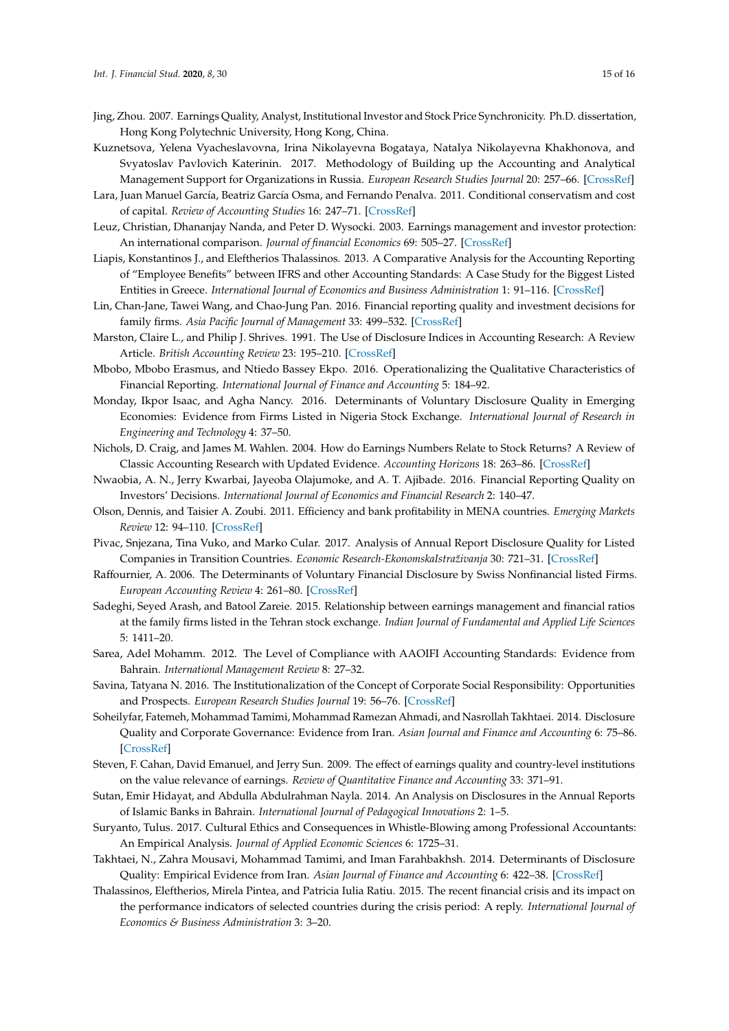Jing, Zhou. 2007. Earnings Quality, Analyst, Institutional Investor and Stock Price Synchronicity. Ph.D. dissertation, Hong Kong Polytechnic University, Hong Kong, China.

Kuznetsova, Yelena Vyacheslavovna, Irina Nikolayevna Bogataya, Natalya Nikolayevna Khakhonova, and Svyatoslav Pavlovich Katerinin. 2017. Methodology of Building up the Accounting and Analytical Management Support for Organizations in Russia. *European Research Studies Journal* 20: 257–66. [CrossRef]

Lara, Juan Manuel García, Beatriz García Osma, and Fernando Penalva. 2011. Conditional conservatism and cost of capital. *Review of Accounting Studies* 16: 247–71. [CrossRef]

Leuz, Christian, Dhananjay Nanda, and Peter D. Wysocki. 2003. Earnings management and investor protection: An international comparison. *Journal of financial Economics* 69: 505–27. [CrossRef]

Liapis, Konstantinos J., and Eleftherios Thalassinos. 2013. A Comparative Analysis for the Accounting Reporting of "Employee Benefits" between IFRS and other Accounting Standards: A Case Study for the Biggest Listed Entities in Greece. *International Journal of Economics and Business Administration* 1: 91–116. [CrossRef]

Lin, Chan-Jane, Tawei Wang, and Chao-Jung Pan. 2016. Financial reporting quality and investment decisions for family firms. *Asia Pacific Journal of Management* 33: 499–532. [CrossRef]

Marston, Claire L., and Philip J. Shrives. 1991. The Use of Disclosure Indices in Accounting Research: A Review Article. *British Accounting Review* 23: 195–210. [CrossRef]

Mbobo, Mbobo Erasmus, and Ntiedo Bassey Ekpo. 2016. Operationalizing the Qualitative Characteristics of Financial Reporting. *International Journal of Finance and Accounting* 5: 184–92.

Monday, Ikpor Isaac, and Agha Nancy. 2016. Determinants of Voluntary Disclosure Quality in Emerging Economies: Evidence from Firms Listed in Nigeria Stock Exchange. *International Journal of Research in Engineering and Technology* 4: 37–50.

Nichols, D. Craig, and James M. Wahlen. 2004. How do Earnings Numbers Relate to Stock Returns? A Review of Classic Accounting Research with Updated Evidence. *Accounting Horizons* 18: 263–86. [CrossRef]

Nwaobia, A. N., Jerry Kwarbai, Jayeoba Olajumoke, and A. T. Ajibade. 2016. Financial Reporting Quality on Investors' Decisions. *International Journal of Economics and Financial Research* 2: 140–47.

Olson, Dennis, and Taisier A. Zoubi. 2011. Efficiency and bank profitability in MENA countries. *Emerging Markets Review* 12: 94–110. [CrossRef]

Pivac, Snjezana, Tina Vuko, and Marko Cular. 2017. Analysis of Annual Report Disclosure Quality for Listed Companies in Transition Countries. *Economic Research-EkonomskaIstraživanja* 30: 721–31. [CrossRef]

Raffournier, A. 2006. The Determinants of Voluntary Financial Disclosure by Swiss Nonfinancial listed Firms. *European Accounting Review* 4: 261–80. [CrossRef]

Sadeghi, Seyed Arash, and Batool Zareie. 2015. Relationship between earnings management and financial ratios at the family firms listed in the Tehran stock exchange. *Indian Journal of Fundamental and Applied Life Sciences* 5: 1411–20.

Sarea, Adel Mohamm. 2012. The Level of Compliance with AAOIFI Accounting Standards: Evidence from Bahrain. *International Management Review* 8: 27–32.

Savina, Tatyana N. 2016. The Institutionalization of the Concept of Corporate Social Responsibility: Opportunities and Prospects. *European Research Studies Journal* 19: 56–76. [CrossRef]

Soheilyfar, Fatemeh, Mohammad Tamimi, Mohammad Ramezan Ahmadi, and Nasrollah Takhtaei. 2014. Disclosure Quality and Corporate Governance: Evidence from Iran. *Asian Journal and Finance and Accounting* 6: 75–86. [CrossRef]

Steven, F. Cahan, David Emanuel, and Jerry Sun. 2009. The effect of earnings quality and country-level institutions on the value relevance of earnings. *Review of Quantitative Finance and Accounting* 33: 371–91.

Sutan, Emir Hidayat, and Abdulla Abdulrahman Nayla. 2014. An Analysis on Disclosures in the Annual Reports of Islamic Banks in Bahrain. *International Journal of Pedagogical Innovations* 2: 1–5.

Suryanto, Tulus. 2017. Cultural Ethics and Consequences in Whistle-Blowing among Professional Accountants: An Empirical Analysis. *Journal of Applied Economic Sciences* 6: 1725–31.

Takhtaei, N., Zahra Mousavi, Mohammad Tamimi, and Iman Farahbakhsh. 2014. Determinants of Disclosure Quality: Empirical Evidence from Iran. *Asian Journal of Finance and Accounting* 6: 422–38. [CrossRef]

Thalassinos, Eleftherios, Mirela Pintea, and Patricia Iulia Ratiu. 2015. The recent financial crisis and its impact on the performance indicators of selected countries during the crisis period: A reply. *International Journal of Economics & Business Administration* 3: 3–20.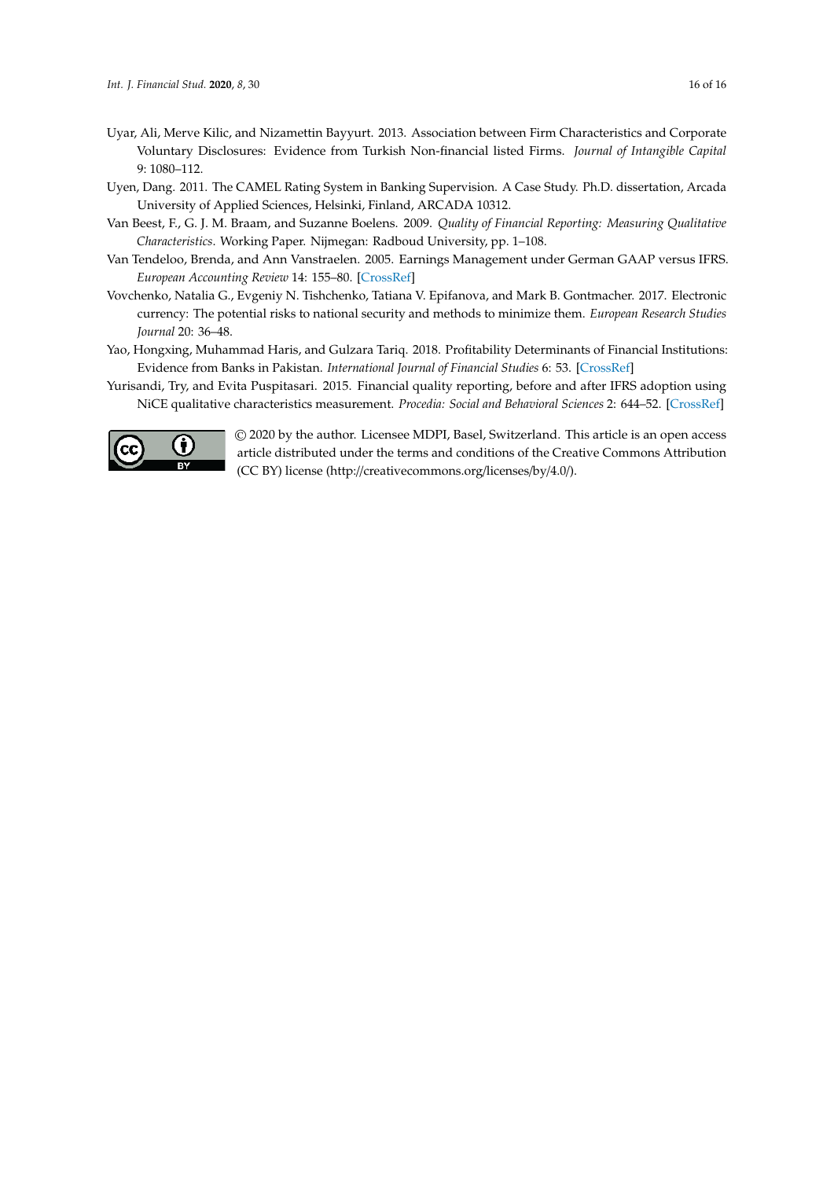Uyar, Ali, Merve Kilic, and Nizamettin Bayyurt. 2013. Association between Firm Characteristics and Corporate Voluntary Disclosures: Evidence from Turkish Non-financial listed Firms. *Journal of Intangible Capital* 9: 1080–112.

Uyen, Dang. 2011. The CAMEL Rating System in Banking Supervision. A Case Study. Ph.D. dissertation, Arcada University of Applied Sciences, Helsinki, Finland, ARCADA 10312.

Van Beest, F., G. J. M. Braam, and Suzanne Boelens. 2009. *Quality of Financial Reporting: Measuring Qualitative Characteristics*. Working Paper. Nijmegan: Radboud University, pp. 1–108.

Van Tendeloo, Brenda, and Ann Vanstraelen. 2005. Earnings Management under German GAAP versus IFRS. *European Accounting Review* 14: 155–80. [CrossRef]

Vovchenko, Natalia G., Evgeniy N. Tishchenko, Tatiana V. Epifanova, and Mark B. Gontmacher. 2017. Electronic currency: The potential risks to national security and methods to minimize them. *European Research Studies Journal* 20: 36–48.

Yao, Hongxing, Muhammad Haris, and Gulzara Tariq. 2018. Profitability Determinants of Financial Institutions: Evidence from Banks in Pakistan. *International Journal of Financial Studies* 6: 53. [CrossRef]

Yurisandi, Try, and Evita Puspitasari. 2015. Financial quality reporting, before and after IFRS adoption using NiCE qualitative characteristics measurement. *Procedia: Social and Behavioral Sciences* 2: 644–52. [CrossRef]

© 2020 by the author. Licensee MDPI, Basel, Switzerland. This article is an open access article distributed under the terms and conditions of the Creative Commons Attribution (CC BY) license (http://creativecommons.org/licenses/by/4.0/).